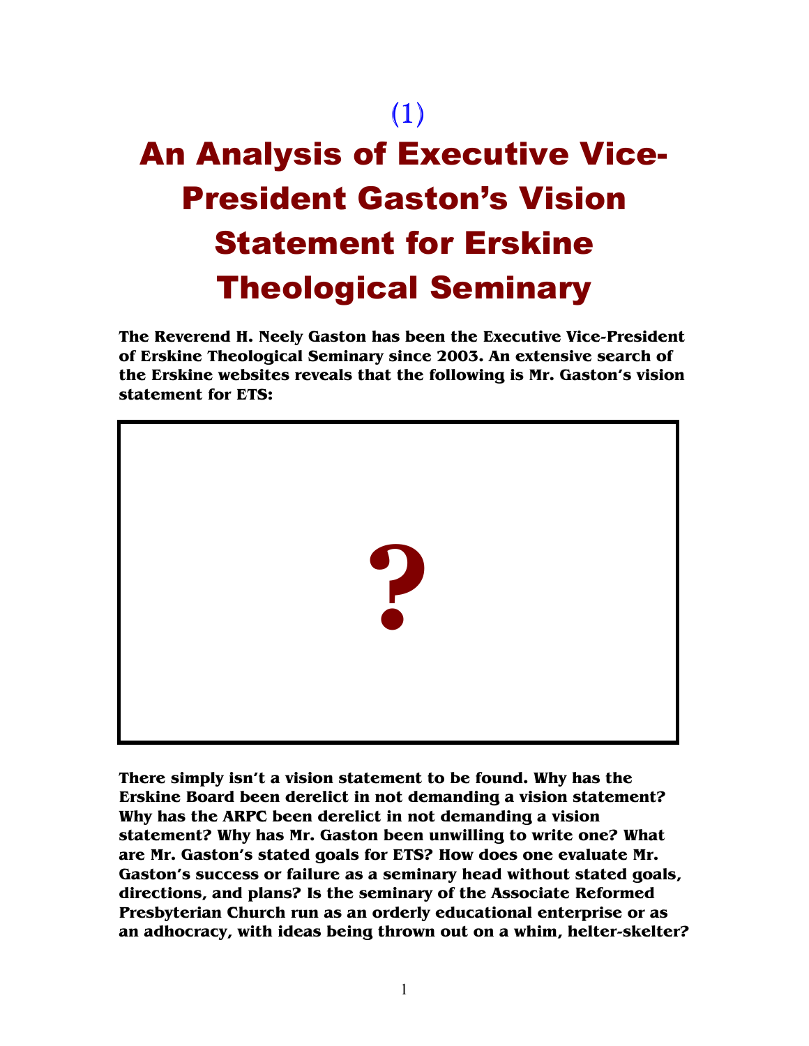(1)

# An Analysis of Executive Vice-President Gaston's Vision Statement for Erskine Theological Seminary

**The Reverend H. Neely Gaston has been the Executive Vice-President of Erskine Theological Seminary since 2003. An extensive search of the Erskine websites reveals that the following is Mr. Gaston's vision statement for ETS:**

?

**There simply isn't a vision statement to be found. Why has the Erskine Board been derelict in not demanding a vision statement? Why has the ARPC been derelict in not demanding a vision statement? Why has Mr. Gaston been unwilling to write one? What are Mr. Gaston's stated goals for ETS? How does one evaluate Mr. Gaston's success or failure as a seminary head without stated goals, directions, and plans? Is the seminary of the Associate Reformed Presbyterian Church run as an orderly educational enterprise or as an adhocracy, with ideas being thrown out on a whim, helter-skelter?**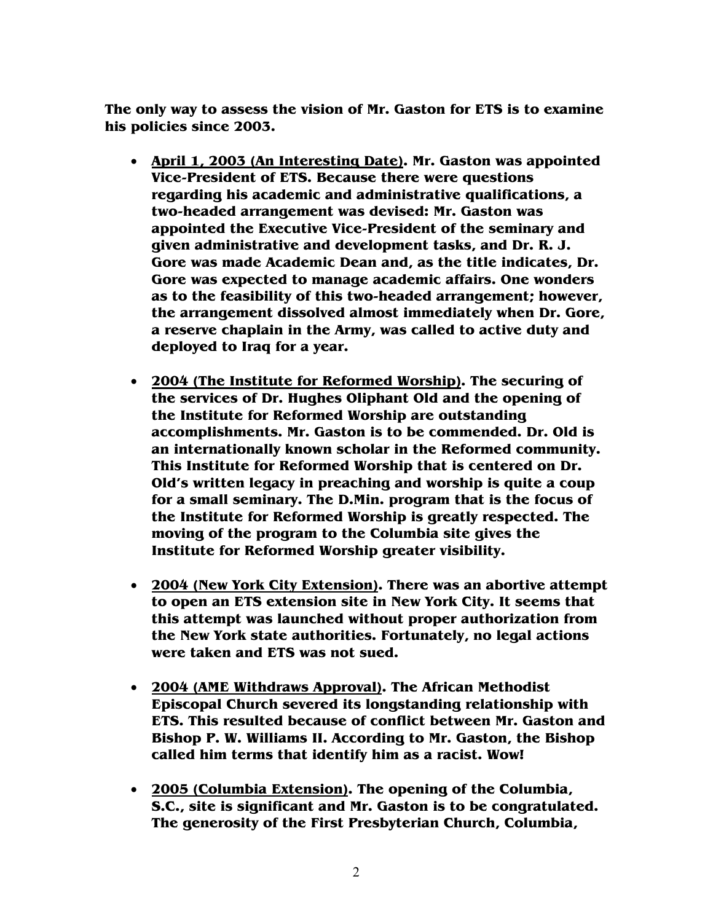**The only way to assess the vision of Mr. Gaston for ETS is to examine his policies since 2003.**

- **<u>April 1, 2003 (An Interesting Date)</u>. Mr. Gaston was appointed Vice-President of ETS. Because there were questions regarding his academic and administrative qualifications, a two-headed arrangement was devised: Mr. Gaston was appointed the Executive Vice-President of the seminary and given administrative and development tasks, and Dr. R. J. Gore was made Academic Dean and, as the title indicates, Dr. Gore was expected to manage academic affairs. One wonders as to the feasibility of this two-headed arrangement; however, the arrangement dissolved almost immediately when Dr. Gore, a reserve chaplain in the Army, was called to active duty and deployed to Iraq for a year.**

- **<u>2004 (The Institute for Reformed Worship)</u>. The securing of the services of Dr. Hughes Oliphant Old and the opening of the Institute for Reformed Worship are outstanding accomplishments. Mr. Gaston is to be commended. Dr. Old is an internationally known scholar in the Reformed community. This Institute for Reformed Worship that is centered on Dr. Old's written legacy in preaching and worship is quite a coup for a small seminary. The D.Min. program that is the focus of the Institute for Reformed Worship is greatly respected. The moving of the program to the Columbia site gives the Institute for Reformed Worship greater visibility.**

- **<u>2004 (New York City Extension)</u>. There was an abortive attempt to open an ETS extension site in New York City. It seems that this attempt was launched without proper authorization from the New York state authorities. Fortunately, no legal actions were taken and ETS was not sued.**

- **<u>2004 (AME Withdraws Approval)</u>. The African Methodist Episcopal Church severed its longstanding relationship with ETS. This resulted because of conflict between Mr. Gaston and Bishop P. W. Williams II. According to Mr. Gaston, the Bishop called him terms that identify him as a racist. Wow!**

- **<u>2005 (Columbia Extension)</u>. The opening of the Columbia, S.C., site is significant and Mr. Gaston is to be congratulated. The generosity of the First Presbyterian Church, Columbia,**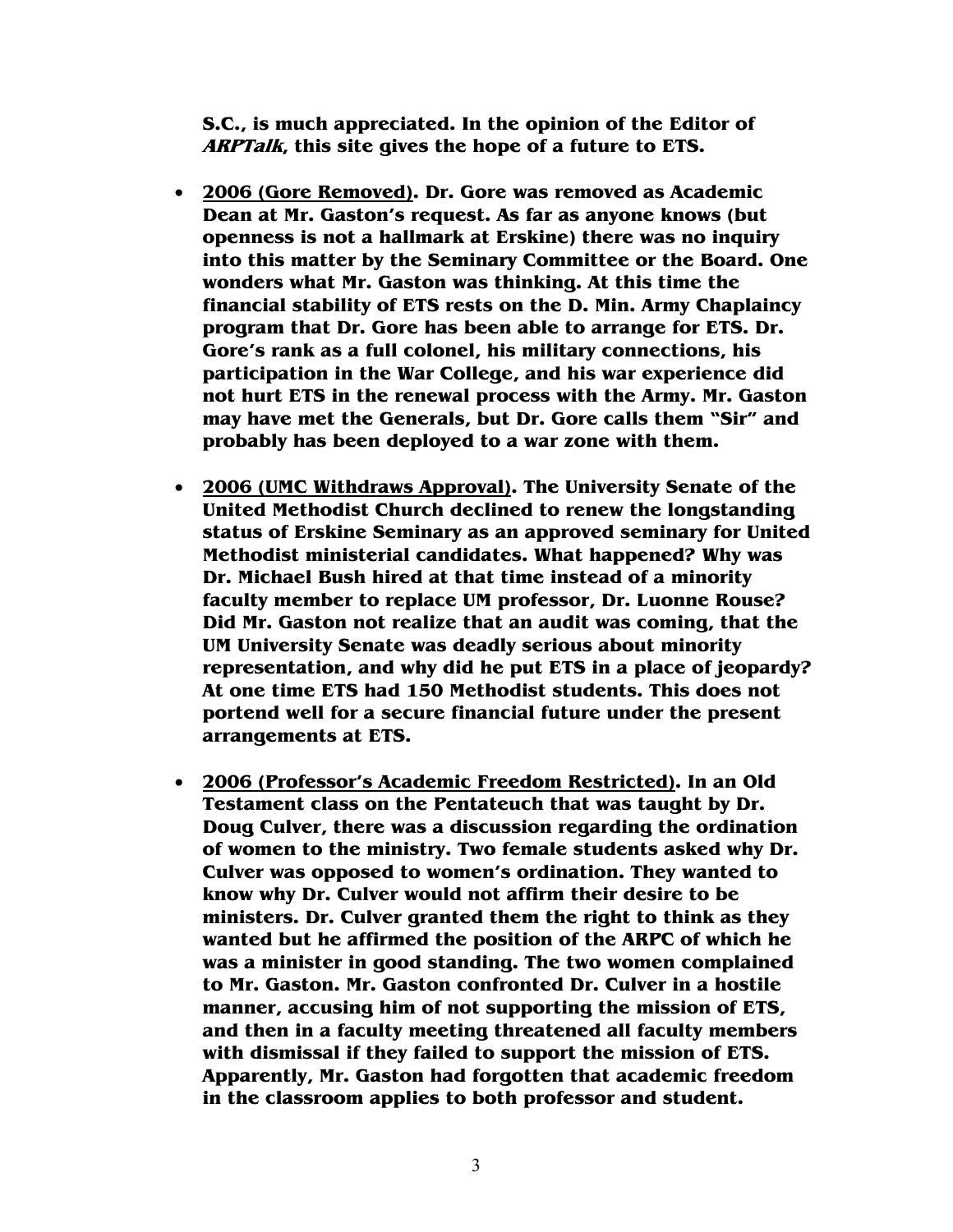**S.C., is much appreciated. In the opinion of the Editor of *ARPTalk*, this site gives the hope of a future to ETS.**

- **<u>2006 (Gore Removed)</u>. Dr. Gore was removed as Academic Dean at Mr. Gaston's request. As far as anyone knows (but openness is not a hallmark at Erskine) there was no inquiry into this matter by the Seminary Committee or the Board. One wonders what Mr. Gaston was thinking. At this time the financial stability of ETS rests on the D. Min. Army Chaplaincy program that Dr. Gore has been able to arrange for ETS. Dr. Gore's rank as a full colonel, his military connections, his participation in the War College, and his war experience did not hurt ETS in the renewal process with the Army. Mr. Gaston may have met the Generals, but Dr. Gore calls them "Sir" and probably has been deployed to a war zone with them.**

- **<u>2006 (UMC Withdraws Approval)</u>. The University Senate of the United Methodist Church declined to renew the longstanding status of Erskine Seminary as an approved seminary for United Methodist ministerial candidates. What happened? Why was Dr. Michael Bush hired at that time instead of a minority faculty member to replace UM professor, Dr. Luonne Rouse? Did Mr. Gaston not realize that an audit was coming, that the UM University Senate was deadly serious about minority representation, and why did he put ETS in a place of jeopardy? At one time ETS had 150 Methodist students. This does not portend well for a secure financial future under the present arrangements at ETS.**

- **<u>2006 (Professor's Academic Freedom Restricted)</u>. In an Old Testament class on the Pentateuch that was taught by Dr. Doug Culver, there was a discussion regarding the ordination of women to the ministry. Two female students asked why Dr. Culver was opposed to women's ordination. They wanted to know why Dr. Culver would not affirm their desire to be ministers. Dr. Culver granted them the right to think as they wanted but he affirmed the position of the ARPC of which he was a minister in good standing. The two women complained to Mr. Gaston. Mr. Gaston confronted Dr. Culver in a hostile manner, accusing him of not supporting the mission of ETS, and then in a faculty meeting threatened all faculty members with dismissal if they failed to support the mission of ETS. Apparently, Mr. Gaston had forgotten that academic freedom in the classroom applies to both professor and student.**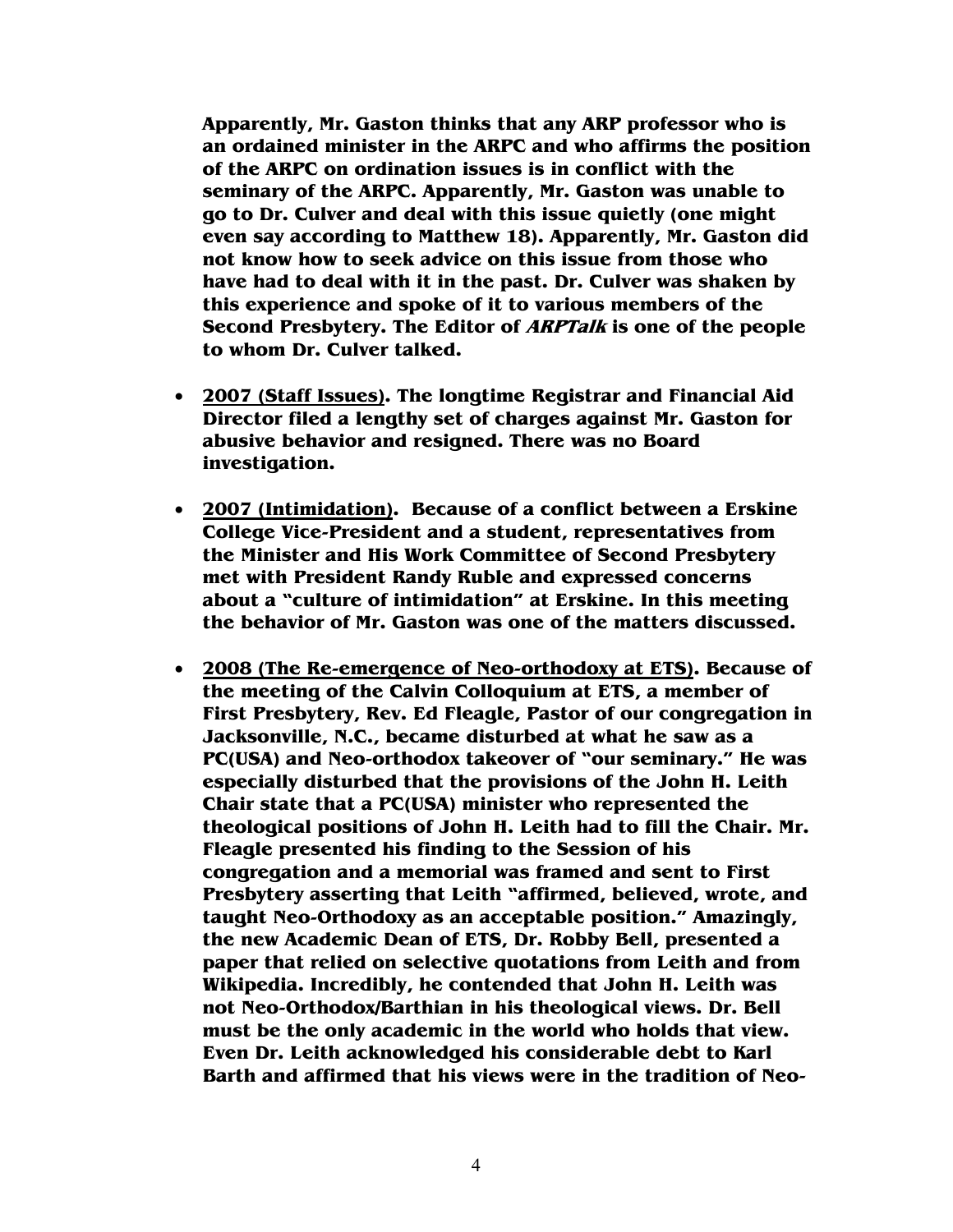**Apparently, Mr. Gaston thinks that any ARP professor who is an ordained minister in the ARPC and who affirms the position of the ARPC on ordination issues is in conflict with the seminary of the ARPC. Apparently, Mr. Gaston was unable to go to Dr. Culver and deal with this issue quietly (one might even say according to Matthew 18). Apparently, Mr. Gaston did not know how to seek advice on this issue from those who have had to deal with it in the past. Dr. Culver was shaken by this experience and spoke of it to various members of the Second Presbytery. The Editor of *ARPTalk* is one of the people to whom Dr. Culver talked.**

- **<u>2007 (Staff Issues)</u>. The longtime Registrar and Financial Aid Director filed a lengthy set of charges against Mr. Gaston for abusive behavior and resigned. There was no Board investigation.**
- **<u>2007 (Intimidation)</u>. Because of a conflict between a Erskine College Vice-President and a student, representatives from the Minister and His Work Committee of Second Presbytery met with President Randy Ruble and expressed concerns about a "culture of intimidation" at Erskine. In this meeting the behavior of Mr. Gaston was one of the matters discussed.**
- **<u>2008 (The Re-emergence of Neo-orthodoxy at ETS)</u>. Because of the meeting of the Calvin Colloquium at ETS, a member of First Presbytery, Rev. Ed Fleagle, Pastor of our congregation in Jacksonville, N.C., became disturbed at what he saw as a PC(USA) and Neo-orthodox takeover of "our seminary." He was especially disturbed that the provisions of the John H. Leith Chair state that a PC(USA) minister who represented the theological positions of John H. Leith had to fill the Chair. Mr. Fleagle presented his finding to the Session of his congregation and a memorial was framed and sent to First Presbytery asserting that Leith "affirmed, believed, wrote, and taught Neo-Orthodoxy as an acceptable position." Amazingly, the new Academic Dean of ETS, Dr. Robby Bell, presented a paper that relied on selective quotations from Leith and from Wikipedia. Incredibly, he contended that John H. Leith was not Neo-Orthodox/Barthian in his theological views. Dr. Bell must be the only academic in the world who holds that view. Even Dr. Leith acknowledged his considerable debt to Karl Barth and affirmed that his views were in the tradition of Neo-**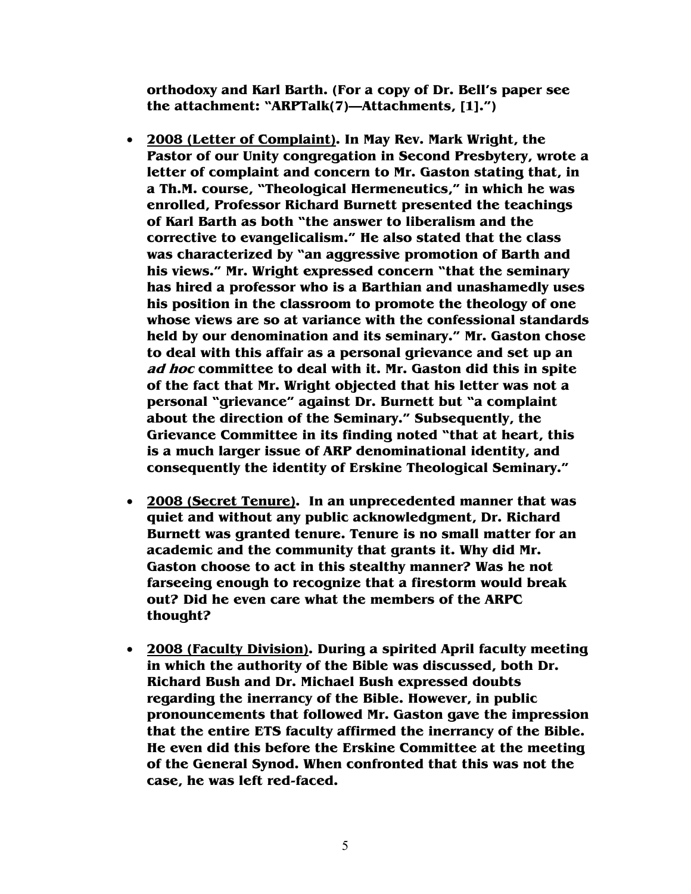**orthodoxy and Karl Barth. (For a copy of Dr. Bell's paper see the attachment: "ARPTalk(7)—Attachments, [1].")**

- **<u>2008 (Letter of Complaint)</u>. In May Rev. Mark Wright, the Pastor of our Unity congregation in Second Presbytery, wrote a letter of complaint and concern to Mr. Gaston stating that, in a Th.M. course, "Theological Hermeneutics," in which he was enrolled, Professor Richard Burnett presented the teachings of Karl Barth as both "the answer to liberalism and the corrective to evangelicalism." He also stated that the class was characterized by "an aggressive promotion of Barth and his views." Mr. Wright expressed concern "that the seminary has hired a professor who is a Barthian and unashamedly uses his position in the classroom to promote the theology of one whose views are so at variance with the confessional standards held by our denomination and its seminary." Mr. Gaston chose to deal with this affair as a personal grievance and set up an *ad hoc* committee to deal with it. Mr. Gaston did this in spite of the fact that Mr. Wright objected that his letter was not a personal "grievance" against Dr. Burnett but "a complaint about the direction of the Seminary." Subsequently, the Grievance Committee in its finding noted "that at heart, this is a much larger issue of ARP denominational identity, and consequently the identity of Erskine Theological Seminary."**

- **<u>2008 (Secret Tenure)</u>. In an unprecedented manner that was quiet and without any public acknowledgment, Dr. Richard Burnett was granted tenure. Tenure is no small matter for an academic and the community that grants it. Why did Mr. Gaston choose to act in this stealthy manner? Was he not farseeing enough to recognize that a firestorm would break out? Did he even care what the members of the ARPC thought?**

- **<u>2008 (Faculty Division)</u>. During a spirited April faculty meeting in which the authority of the Bible was discussed, both Dr. Richard Bush and Dr. Michael Bush expressed doubts regarding the inerrancy of the Bible. However, in public pronouncements that followed Mr. Gaston gave the impression that the entire ETS faculty affirmed the inerrancy of the Bible. He even did this before the Erskine Committee at the meeting of the General Synod. When confronted that this was not the case, he was left red-faced.**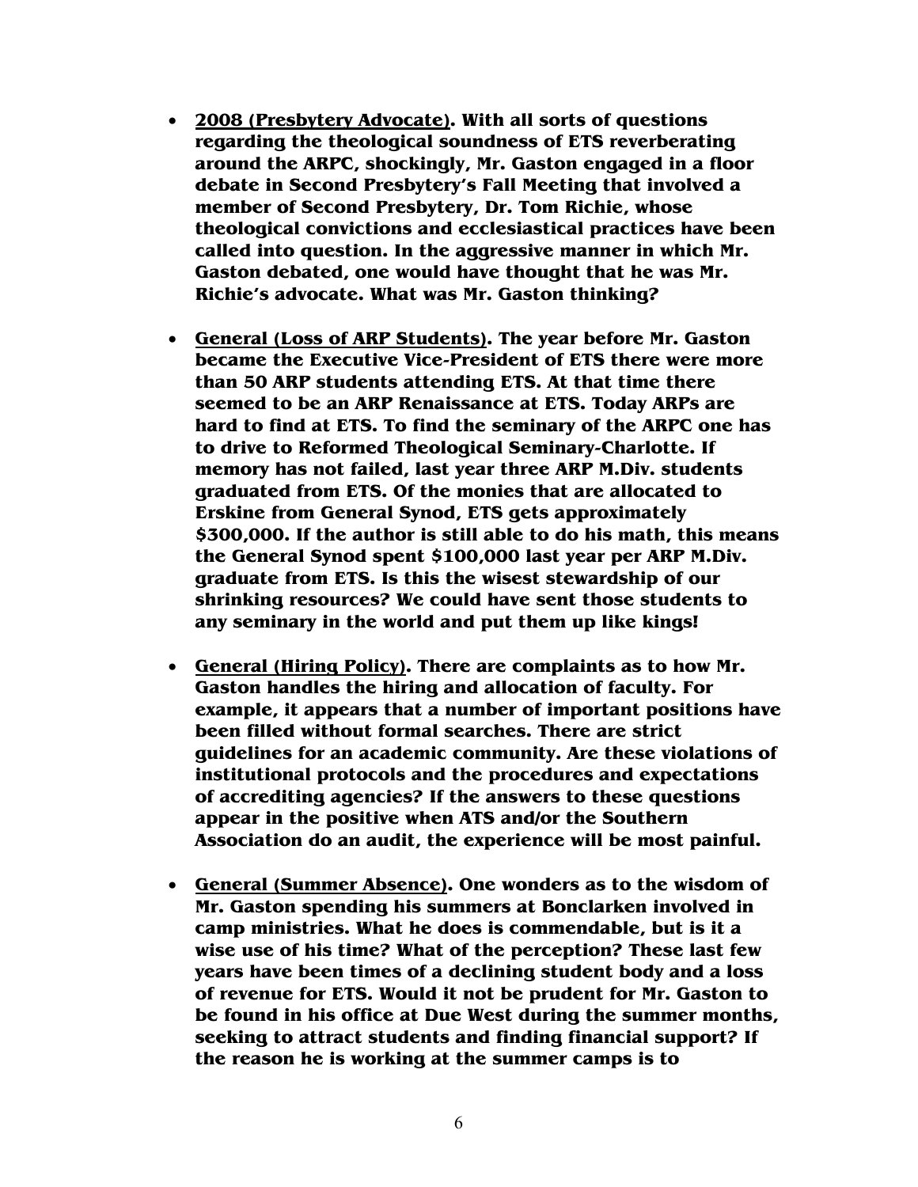- **<u>2008 (Presbytery Advocate)</u>. With all sorts of questions regarding the theological soundness of ETS reverberating around the ARPC, shockingly, Mr. Gaston engaged in a floor debate in Second Presbytery's Fall Meeting that involved a member of Second Presbytery, Dr. Tom Richie, whose theological convictions and ecclesiastical practices have been called into question. In the aggressive manner in which Mr. Gaston debated, one would have thought that he was Mr. Richie's advocate. What was Mr. Gaston thinking?**

- **<u>General (Loss of ARP Students)</u>. The year before Mr. Gaston became the Executive Vice-President of ETS there were more than 50 ARP students attending ETS. At that time there seemed to be an ARP Renaissance at ETS. Today ARPs are hard to find at ETS. To find the seminary of the ARPC one has to drive to Reformed Theological Seminary-Charlotte. If memory has not failed, last year three ARP M.Div. students graduated from ETS. Of the monies that are allocated to Erskine from General Synod, ETS gets approximately $300,000. If the author is still able to do his math, this means the General Synod spent $100,000 last year per ARP M.Div. graduate from ETS. Is this the wisest stewardship of our shrinking resources? We could have sent those students to any seminary in the world and put them up like kings!**

- **<u>General (Hiring Policy)</u>. There are complaints as to how Mr. Gaston handles the hiring and allocation of faculty. For example, it appears that a number of important positions have been filled without formal searches. There are strict guidelines for an academic community. Are these violations of institutional protocols and the procedures and expectations of accrediting agencies? If the answers to these questions appear in the positive when ATS and/or the Southern Association do an audit, the experience will be most painful.**

- **<u>General (Summer Absence)</u>. One wonders as to the wisdom of Mr. Gaston spending his summers at Bonclarken involved in camp ministries. What he does is commendable, but is it a wise use of his time? What of the perception? These last few years have been times of a declining student body and a loss of revenue for ETS. Would it not be prudent for Mr. Gaston to be found in his office at Due West during the summer months, seeking to attract students and finding financial support? If the reason he is working at the summer camps is to**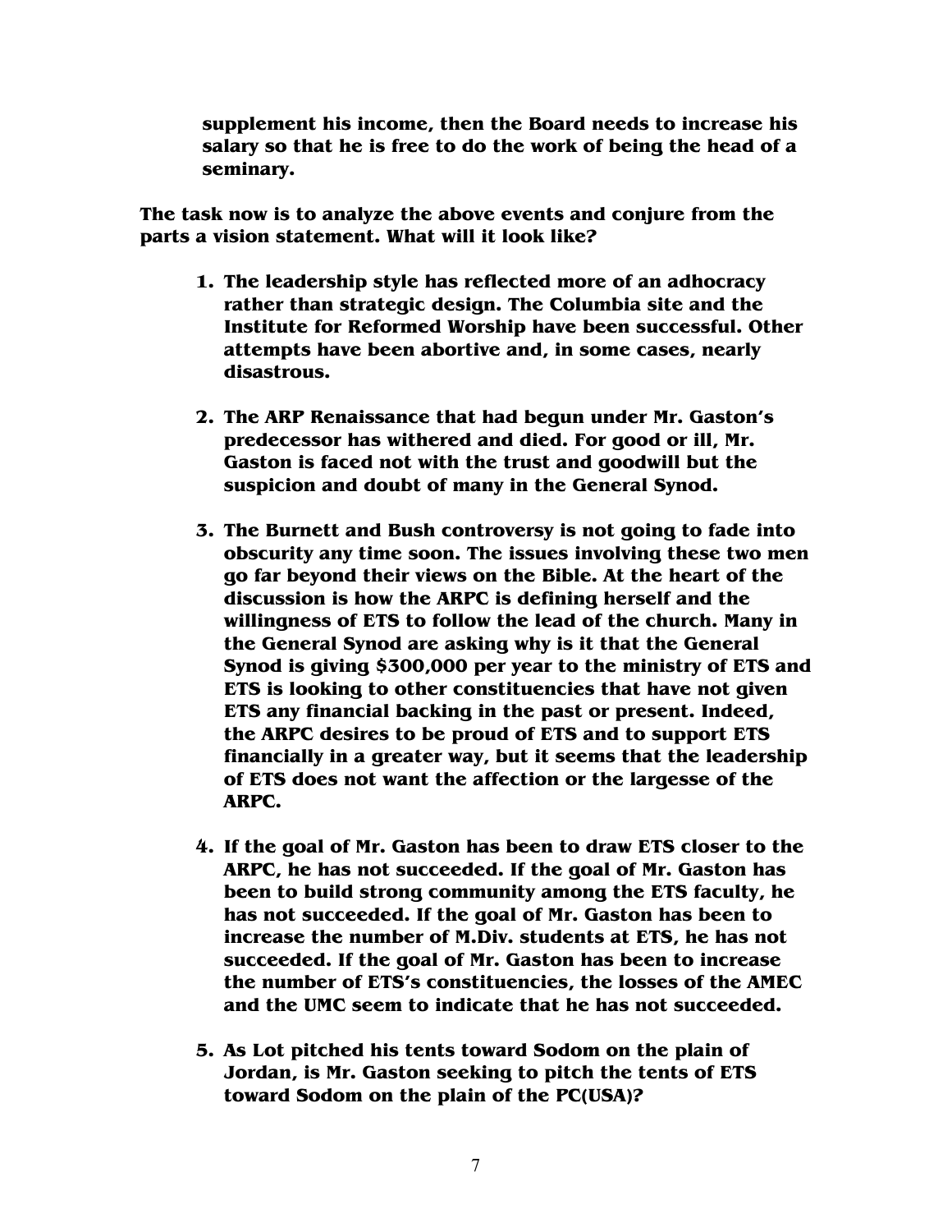**supplement his income, then the Board needs to increase his salary so that he is free to do the work of being the head of a seminary.**

**The task now is to analyze the above events and conjure from the parts a vision statement. What will it look like?**

1. **The leadership style has reflected more of an adhocracy rather than strategic design. The Columbia site and the Institute for Reformed Worship have been successful. Other attempts have been abortive and, in some cases, nearly disastrous.**

2. **The ARP Renaissance that had begun under Mr. Gaston's predecessor has withered and died. For good or ill, Mr. Gaston is faced not with the trust and goodwill but the suspicion and doubt of many in the General Synod.**

3. **The Burnett and Bush controversy is not going to fade into obscurity any time soon. The issues involving these two men go far beyond their views on the Bible. At the heart of the discussion is how the ARPC is defining herself and the willingness of ETS to follow the lead of the church. Many in the General Synod are asking why is it that the General Synod is giving $300,000 per year to the ministry of ETS and ETS is looking to other constituencies that have not given ETS any financial backing in the past or present. Indeed, the ARPC desires to be proud of ETS and to support ETS financially in a greater way, but it seems that the leadership of ETS does not want the affection or the largesse of the ARPC.**

4. **If the goal of Mr. Gaston has been to draw ETS closer to the ARPC, he has not succeeded. If the goal of Mr. Gaston has been to build strong community among the ETS faculty, he has not succeeded. If the goal of Mr. Gaston has been to increase the number of M.Div. students at ETS, he has not succeeded. If the goal of Mr. Gaston has been to increase the number of ETS's constituencies, the losses of the AMEC and the UMC seem to indicate that he has not succeeded.**

5. **As Lot pitched his tents toward Sodom on the plain of Jordan, is Mr. Gaston seeking to pitch the tents of ETS toward Sodom on the plain of the PC(USA)?**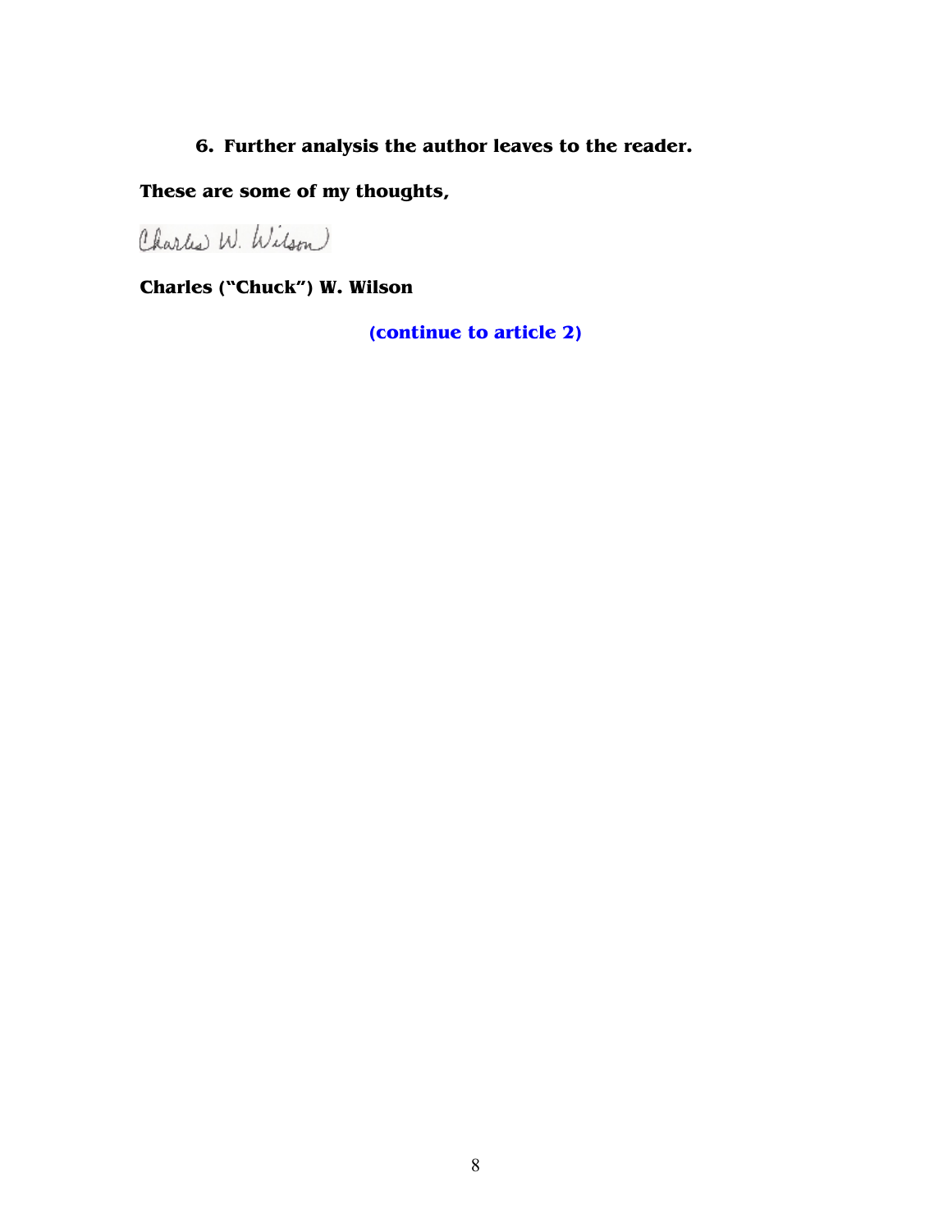6. **Further analysis the author leaves to the reader.**

**These are some of my thoughts,**

Charles W. Wilson

**Charles ("Chuck") W. Wilson**

**(continue to article 2)**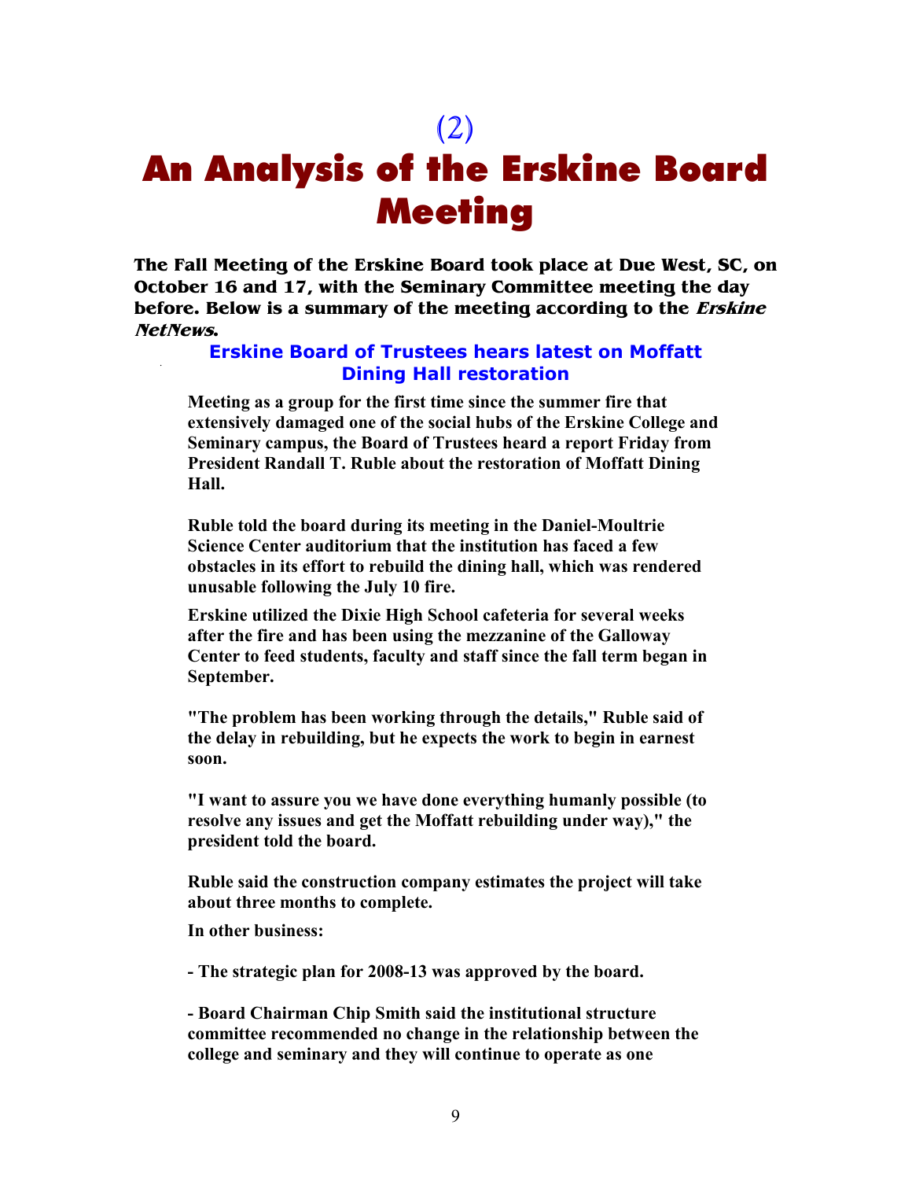(2)

# An Analysis of the Erskine Board Meeting

**The Fall Meeting of the Erskine Board took place at Due West, SC, on October 16 and 17, with the Seminary Committee meeting the day before. Below is a summary of the meeting according to the *Erskine NetNews*.**

### Erskine Board of Trustees hears latest on Moffatt Dining Hall restoration

**Meeting as a group for the first time since the summer fire that extensively damaged one of the social hubs of the Erskine College and Seminary campus, the Board of Trustees heard a report Friday from President Randall T. Ruble about the restoration of Moffatt Dining Hall.**

**Ruble told the board during its meeting in the Daniel-Moultrie Science Center auditorium that the institution has faced a few obstacles in its effort to rebuild the dining hall, which was rendered unusable following the July 10 fire.**

**Erskine utilized the Dixie High School cafeteria for several weeks after the fire and has been using the mezzanine of the Galloway Center to feed students, faculty and staff since the fall term began in September.**

**"The problem has been working through the details," Ruble said of the delay in rebuilding, but he expects the work to begin in earnest soon.**

**"I want to assure you we have done everything humanly possible (to resolve any issues and get the Moffatt rebuilding under way)," the president told the board.**

**Ruble said the construction company estimates the project will take about three months to complete.**

**In other business:**

**- The strategic plan for 2008-13 was approved by the board.**

**- Board Chairman Chip Smith said the institutional structure committee recommended no change in the relationship between the college and seminary and they will continue to operate as one**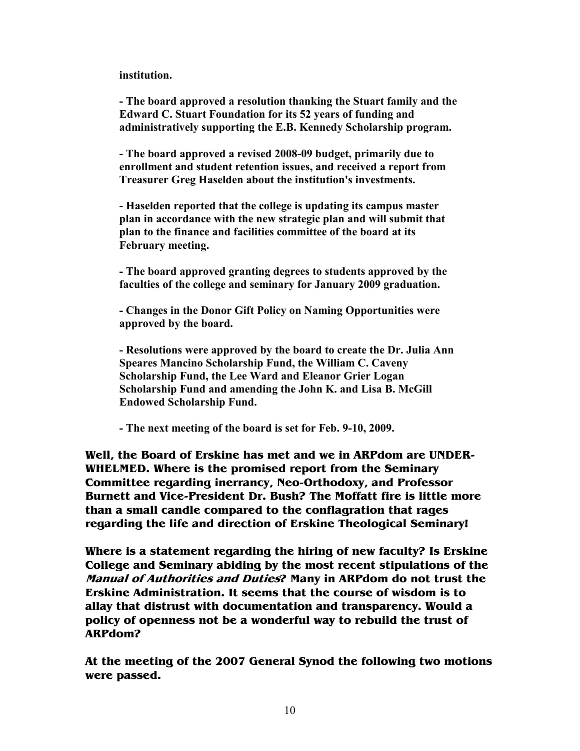**institution.**

**- The board approved a resolution thanking the Stuart family and the Edward C. Stuart Foundation for its 52 years of funding and administratively supporting the E.B. Kennedy Scholarship program.**

**- The board approved a revised 2008-09 budget, primarily due to enrollment and student retention issues, and received a report from Treasurer Greg Haselden about the institution's investments.**

**- Haselden reported that the college is updating its campus master plan in accordance with the new strategic plan and will submit that plan to the finance and facilities committee of the board at its February meeting.**

**- The board approved granting degrees to students approved by the faculties of the college and seminary for January 2009 graduation.**

**- Changes in the Donor Gift Policy on Naming Opportunities were approved by the board.**

**- Resolutions were approved by the board to create the Dr. Julia Ann Speares Mancino Scholarship Fund, the William C. Caveny Scholarship Fund, the Lee Ward and Eleanor Grier Logan Scholarship Fund and amending the John K. and Lisa B. McGill Endowed Scholarship Fund.**

**- The next meeting of the board is set for Feb. 9-10, 2009.**

**Well, the Board of Erskine has met and we in ARPdom are UNDER-WHELMED. Where is the promised report from the Seminary Committee regarding inerrancy, Neo-Orthodoxy, and Professor Burnett and Vice-President Dr. Bush? The Moffatt fire is little more than a small candle compared to the conflagration that rages regarding the life and direction of Erskine Theological Seminary!**

**Where is a statement regarding the hiring of new faculty? Is Erskine College and Seminary abiding by the most recent stipulations of the *Manual of Authorities and Duties*? Many in ARPdom do not trust the Erskine Administration. It seems that the course of wisdom is to allay that distrust with documentation and transparency. Would a policy of openness not be a wonderful way to rebuild the trust of ARPdom?**

**At the meeting of the 2007 General Synod the following two motions were passed.**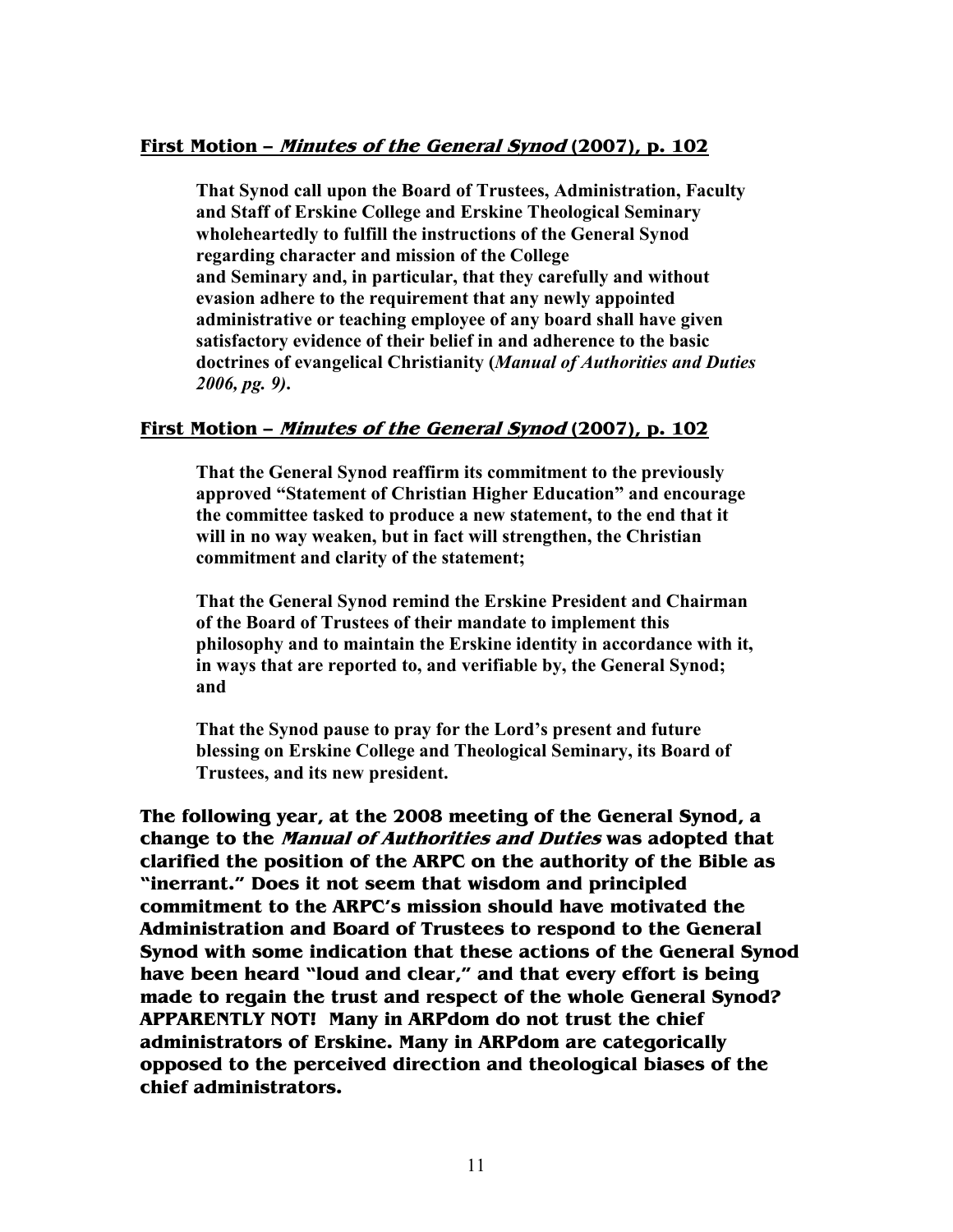### **First Motion – *Minutes of the General Synod* (2007), p. 102**

> **That Synod call upon the Board of Trustees, Administration, Faculty and Staff of Erskine College and Erskine Theological Seminary wholeheartedly to fulfill the instructions of the General Synod regarding character and mission of the College and Seminary and, in particular, that they carefully and without evasion adhere to the requirement that any newly appointed administrative or teaching employee of any board shall have given satisfactory evidence of their belief in and adherence to the basic doctrines of evangelical Christianity (*Manual of Authorities and Duties 2006, pg. 9)*.**

### **First Motion – *Minutes of the General Synod* (2007), p. 102**

> **That the General Synod reaffirm its commitment to the previously approved "Statement of Christian Higher Education" and encourage the committee tasked to produce a new statement, to the end that it will in no way weaken, but in fact will strengthen, the Christian commitment and clarity of the statement;**
>
> **That the General Synod remind the Erskine President and Chairman of the Board of Trustees of their mandate to implement this philosophy and to maintain the Erskine identity in accordance with it, in ways that are reported to, and verifiable by, the General Synod; and**
>
> **That the Synod pause to pray for the Lord's present and future blessing on Erskine College and Theological Seminary, its Board of Trustees, and its new president.**

**The following year, at the 2008 meeting of the General Synod, a change to the *Manual of Authorities and Duties* was adopted that clarified the position of the ARPC on the authority of the Bible as "inerrant." Does it not seem that wisdom and principled commitment to the ARPC's mission should have motivated the Administration and Board of Trustees to respond to the General Synod with some indication that these actions of the General Synod have been heard "loud and clear," and that every effort is being made to regain the trust and respect of the whole General Synod? APPARENTLY NOT! Many in ARPdom do not trust the chief administrators of Erskine. Many in ARPdom are categorically opposed to the perceived direction and theological biases of the chief administrators.**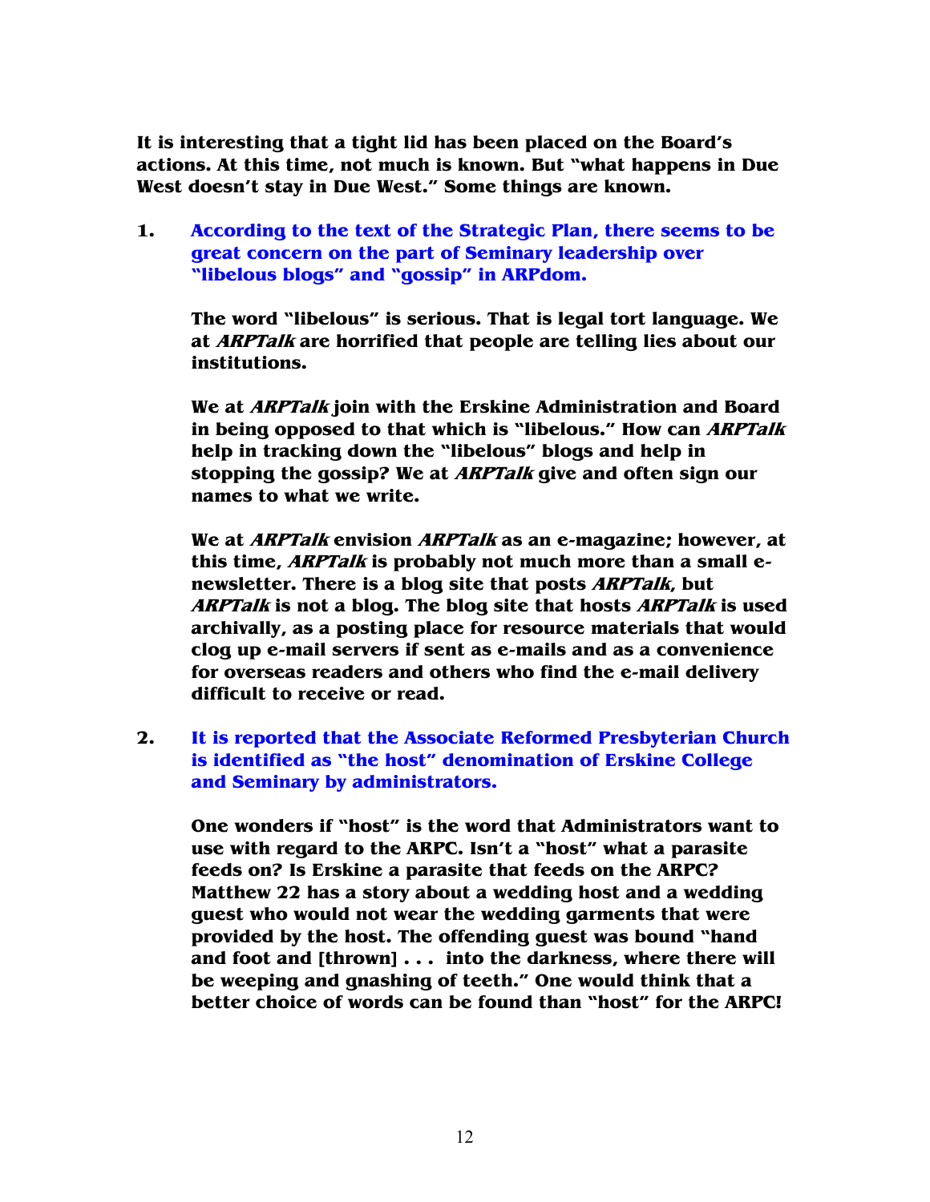**It is interesting that a tight lid has been placed on the Board's actions. At this time, not much is known. But "what happens in Due West doesn't stay in Due West." Some things are known.**

1. **According to the text of the Strategic Plan, there seems to be great concern on the part of Seminary leadership over "libelous blogs" and "gossip" in ARPdom.**

   **The word "libelous" is serious. That is legal tort language. We at *ARPTalk* are horrified that people are telling lies about our institutions.**

   **We at *ARPTalk* join with the Erskine Administration and Board in being opposed to that which is "libelous." How can *ARPTalk* help in tracking down the "libelous" blogs and help in stopping the gossip? We at *ARPTalk* give and often sign our names to what we write.**

   **We at *ARPTalk* envision *ARPTalk* as an e-magazine; however, at this time, *ARPTalk* is probably not much more than a small e-newsletter. There is a blog site that posts *ARPTalk*, but *ARPTalk* is not a blog. The blog site that hosts *ARPTalk* is used archivally, as a posting place for resource materials that would clog up e-mail servers if sent as e-mails and as a convenience for overseas readers and others who find the e-mail delivery difficult to receive or read.**

2. **It is reported that the Associate Reformed Presbyterian Church is identified as "the host" denomination of Erskine College and Seminary by administrators.**

   **One wonders if "host" is the word that Administrators want to use with regard to the ARPC. Isn't a "host" what a parasite feeds on? Is Erskine a parasite that feeds on the ARPC? Matthew 22 has a story about a wedding host and a wedding guest who would not wear the wedding garments that were provided by the host. The offending guest was bound "hand and foot and [thrown] . . . into the darkness, where there will be weeping and gnashing of teeth." One would think that a better choice of words can be found than "host" for the ARPC!**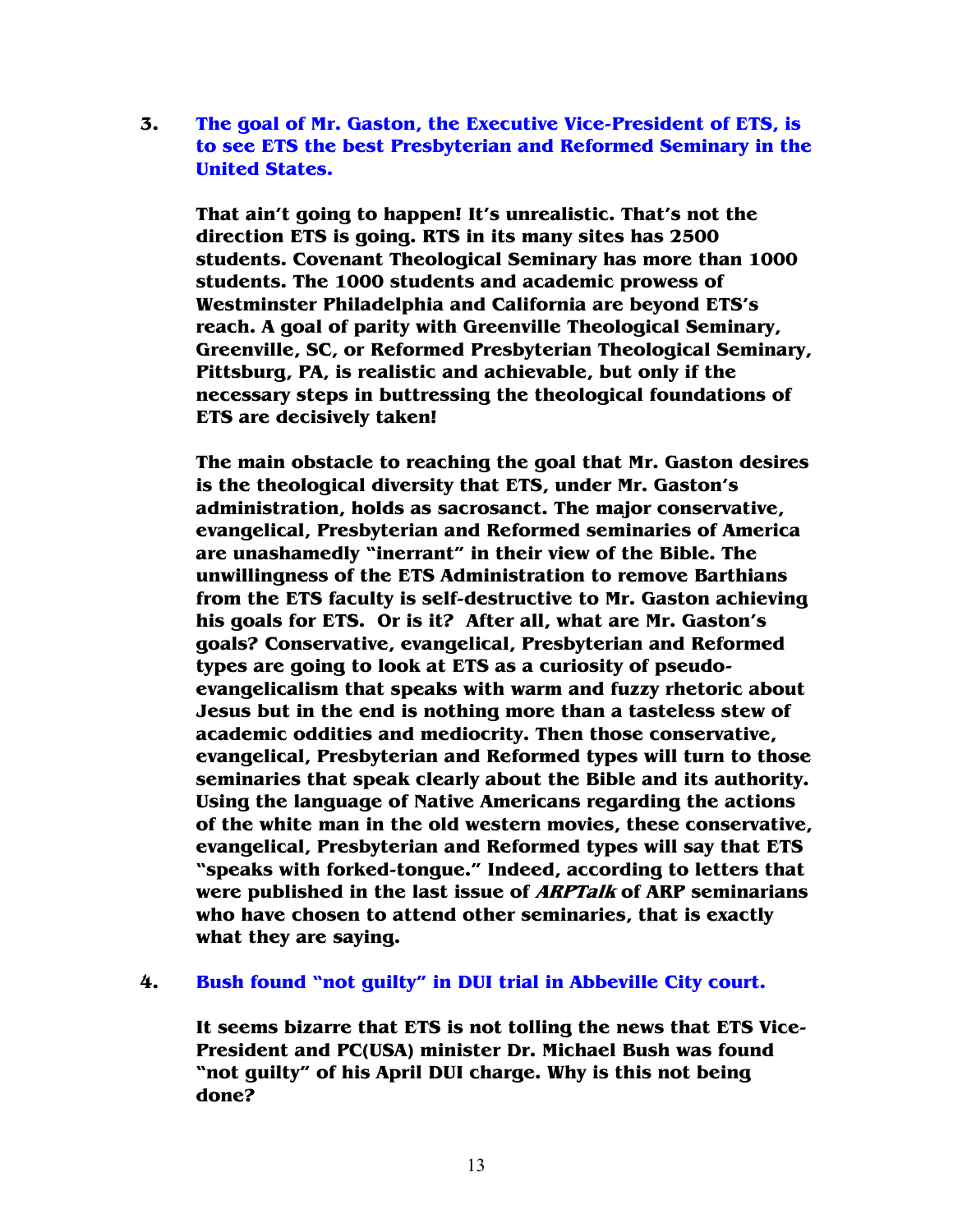3. **The goal of Mr. Gaston, the Executive Vice-President of ETS, is to see ETS the best Presbyterian and Reformed Seminary in the United States.**

**That ain't going to happen! It's unrealistic. That's not the direction ETS is going. RTS in its many sites has 2500 students. Covenant Theological Seminary has more than 1000 students. The 1000 students and academic prowess of Westminster Philadelphia and California are beyond ETS's reach. A goal of parity with Greenville Theological Seminary, Greenville, SC, or Reformed Presbyterian Theological Seminary, Pittsburg, PA, is realistic and achievable, but only if the necessary steps in buttressing the theological foundations of ETS are decisively taken!**

**The main obstacle to reaching the goal that Mr. Gaston desires is the theological diversity that ETS, under Mr. Gaston's administration, holds as sacrosanct. The major conservative, evangelical, Presbyterian and Reformed seminaries of America are unashamedly "inerrant" in their view of the Bible. The unwillingness of the ETS Administration to remove Barthians from the ETS faculty is self-destructive to Mr. Gaston achieving his goals for ETS. Or is it? After all, what are Mr. Gaston's goals? Conservative, evangelical, Presbyterian and Reformed types are going to look at ETS as a curiosity of pseudo-evangelicalism that speaks with warm and fuzzy rhetoric about Jesus but in the end is nothing more than a tasteless stew of academic oddities and mediocrity. Then those conservative, evangelical, Presbyterian and Reformed types will turn to those seminaries that speak clearly about the Bible and its authority. Using the language of Native Americans regarding the actions of the white man in the old western movies, these conservative, evangelical, Presbyterian and Reformed types will say that ETS "speaks with forked-tongue." Indeed, according to letters that were published in the last issue of *ARPTalk* of ARP seminarians who have chosen to attend other seminaries, that is exactly what they are saying.**

4. **Bush found "not guilty" in DUI trial in Abbeville City court.**

**It seems bizarre that ETS is not tolling the news that ETS Vice-President and PC(USA) minister Dr. Michael Bush was found "not guilty" of his April DUI charge. Why is this not being done?**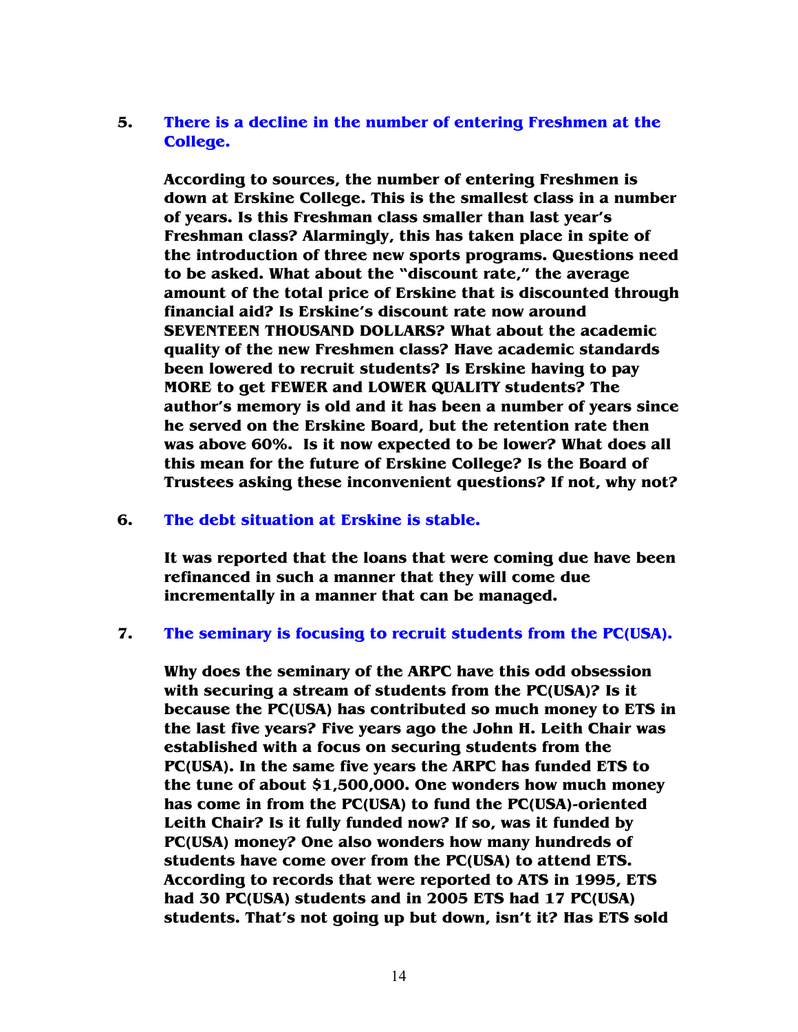5. **There is a decline in the number of entering Freshmen at the College.**

   **According to sources, the number of entering Freshmen is down at Erskine College. This is the smallest class in a number of years. Is this Freshman class smaller than last year's Freshman class? Alarmingly, this has taken place in spite of the introduction of three new sports programs. Questions need to be asked. What about the "discount rate," the average amount of the total price of Erskine that is discounted through financial aid? Is Erskine's discount rate now around SEVENTEEN THOUSAND DOLLARS? What about the academic quality of the new Freshmen class? Have academic standards been lowered to recruit students? Is Erskine having to pay MORE to get FEWER and LOWER QUALITY students? The author's memory is old and it has been a number of years since he served on the Erskine Board, but the retention rate then was above 60%. Is it now expected to be lower? What does all this mean for the future of Erskine College? Is the Board of Trustees asking these inconvenient questions? If not, why not?**

6. **The debt situation at Erskine is stable.**

   **It was reported that the loans that were coming due have been refinanced in such a manner that they will come due incrementally in a manner that can be managed.**

7. **The seminary is focusing to recruit students from the PC(USA).**

   **Why does the seminary of the ARPC have this odd obsession with securing a stream of students from the PC(USA)? Is it because the PC(USA) has contributed so much money to ETS in the last five years? Five years ago the John H. Leith Chair was established with a focus on securing students from the PC(USA). In the same five years the ARPC has funded ETS to the tune of about $1,500,000. One wonders how much money has come in from the PC(USA) to fund the PC(USA)-oriented Leith Chair? Is it fully funded now? If so, was it funded by PC(USA) money? One also wonders how many hundreds of students have come over from the PC(USA) to attend ETS. According to records that were reported to ATS in 1995, ETS had 30 PC(USA) students and in 2005 ETS had 17 PC(USA) students. That's not going up but down, isn't it? Has ETS sold**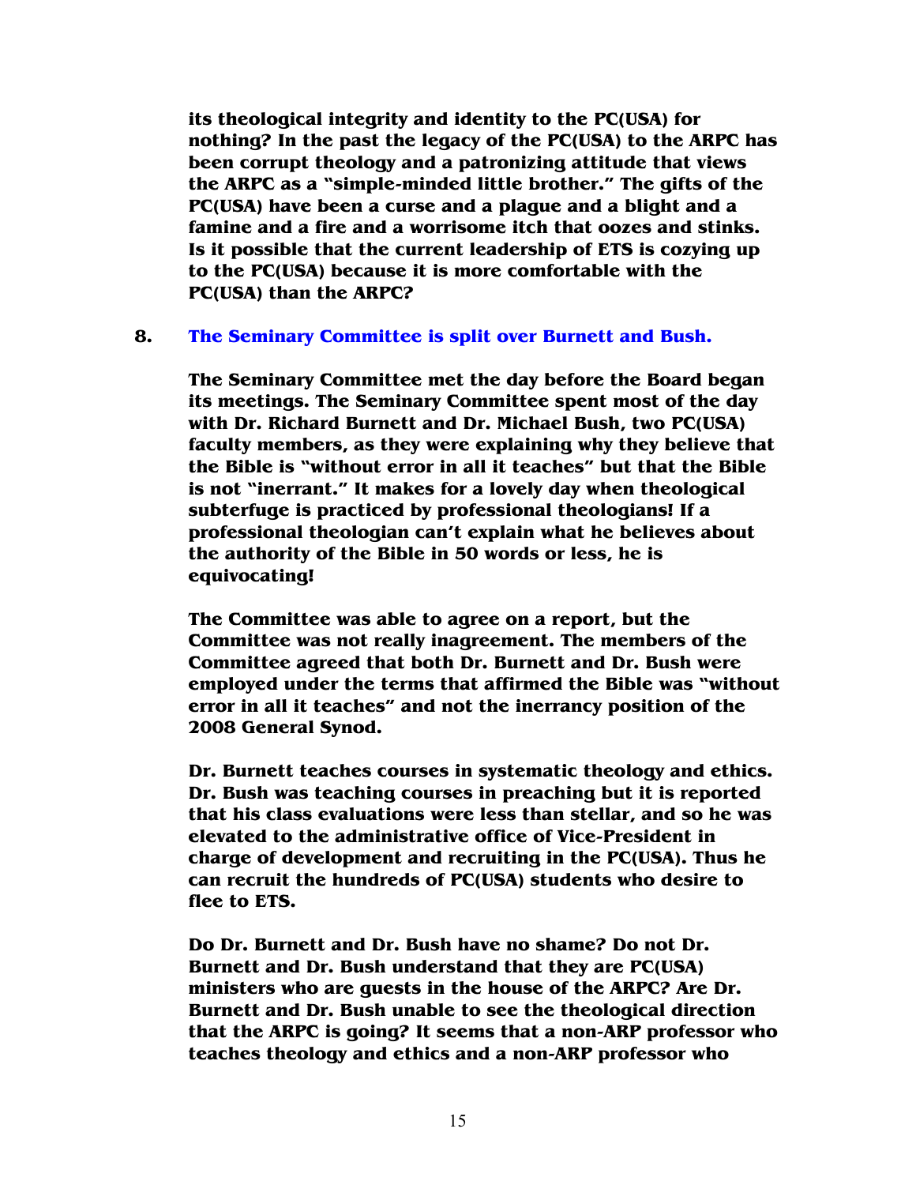**its theological integrity and identity to the PC(USA) for nothing? In the past the legacy of the PC(USA) to the ARPC has been corrupt theology and a patronizing attitude that views the ARPC as a "simple-minded little brother." The gifts of the PC(USA) have been a curse and a plague and a blight and a famine and a fire and a worrisome itch that oozes and stinks. Is it possible that the current leadership of ETS is cozying up to the PC(USA) because it is more comfortable with the PC(USA) than the ARPC?**

**8. The Seminary Committee is split over Burnett and Bush.**

**The Seminary Committee met the day before the Board began its meetings. The Seminary Committee spent most of the day with Dr. Richard Burnett and Dr. Michael Bush, two PC(USA) faculty members, as they were explaining why they believe that the Bible is "without error in all it teaches" but that the Bible is not "inerrant." It makes for a lovely day when theological subterfuge is practiced by professional theologians! If a professional theologian can't explain what he believes about the authority of the Bible in 50 words or less, he is equivocating!**

**The Committee was able to agree on a report, but the Committee was not really inagreement. The members of the Committee agreed that both Dr. Burnett and Dr. Bush were employed under the terms that affirmed the Bible was "without error in all it teaches" and not the inerrancy position of the 2008 General Synod.**

**Dr. Burnett teaches courses in systematic theology and ethics. Dr. Bush was teaching courses in preaching but it is reported that his class evaluations were less than stellar, and so he was elevated to the administrative office of Vice-President in charge of development and recruiting in the PC(USA). Thus he can recruit the hundreds of PC(USA) students who desire to flee to ETS.**

**Do Dr. Burnett and Dr. Bush have no shame? Do not Dr. Burnett and Dr. Bush understand that they are PC(USA) ministers who are guests in the house of the ARPC? Are Dr. Burnett and Dr. Bush unable to see the theological direction that the ARPC is going? It seems that a non-ARP professor who teaches theology and ethics and a non-ARP professor who**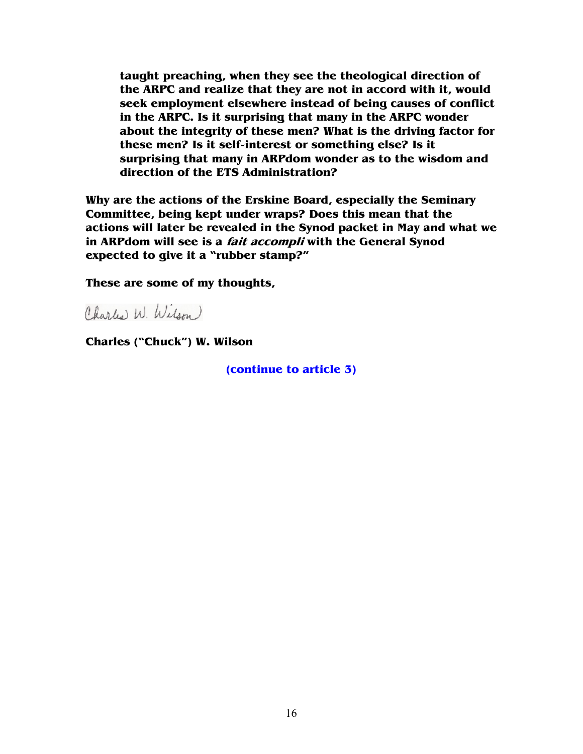> **taught preaching, when they see the theological direction of the ARPC and realize that they are not in accord with it, would seek employment elsewhere instead of being causes of conflict in the ARPC. Is it surprising that many in the ARPC wonder about the integrity of these men? What is the driving factor for these men? Is it self-interest or something else? Is it surprising that many in ARPdom wonder as to the wisdom and direction of the ETS Administration?**

**Why are the actions of the Erskine Board, especially the Seminary Committee, being kept under wraps? Does this mean that the actions will later be revealed in the Synod packet in May and what we in ARPdom will see is a *fait accompli* with the General Synod expected to give it a "rubber stamp?"**

**These are some of my thoughts,**

Charles W. Wilson

**Charles ("Chuck") W. Wilson**

**(continue to article 3)**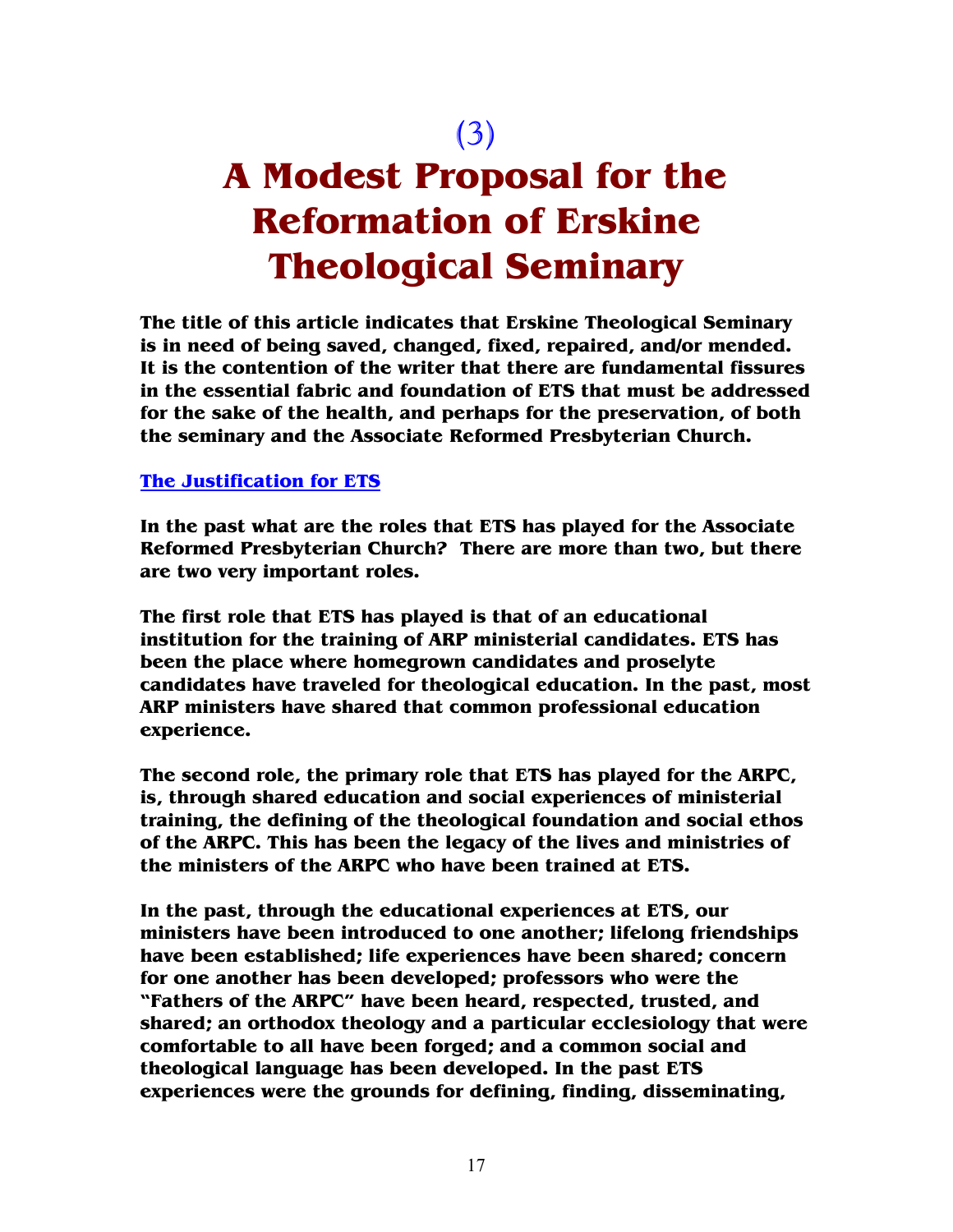(3)

# A Modest Proposal for the Reformation of Erskine Theological Seminary

**The title of this article indicates that Erskine Theological Seminary is in need of being saved, changed, fixed, repaired, and/or mended. It is the contention of the writer that there are fundamental fissures in the essential fabric and foundation of ETS that must be addressed for the sake of the health, and perhaps for the preservation, of both the seminary and the Associate Reformed Presbyterian Church.**

## The Justification for ETS

**In the past what are the roles that ETS has played for the Associate Reformed Presbyterian Church? There are more than two, but there are two very important roles.**

**The first role that ETS has played is that of an educational institution for the training of ARP ministerial candidates. ETS has been the place where homegrown candidates and proselyte candidates have traveled for theological education. In the past, most ARP ministers have shared that common professional education experience.**

**The second role, the primary role that ETS has played for the ARPC, is, through shared education and social experiences of ministerial training, the defining of the theological foundation and social ethos of the ARPC. This has been the legacy of the lives and ministries of the ministers of the ARPC who have been trained at ETS.**

**In the past, through the educational experiences at ETS, our ministers have been introduced to one another; lifelong friendships have been established; life experiences have been shared; concern for one another has been developed; professors who were the "Fathers of the ARPC" have been heard, respected, trusted, and shared; an orthodox theology and a particular ecclesiology that were comfortable to all have been forged; and a common social and theological language has been developed. In the past ETS experiences were the grounds for defining, finding, disseminating,**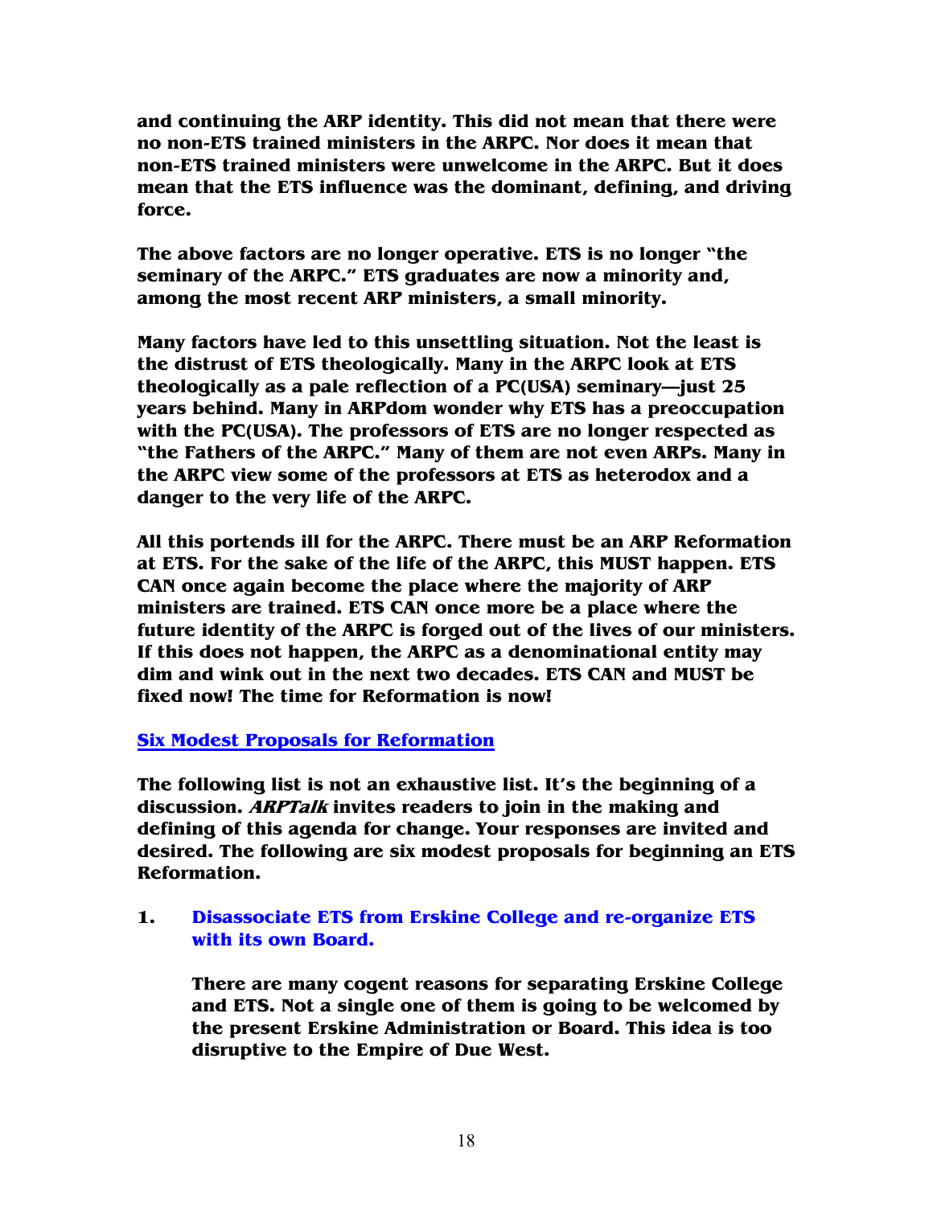**and continuing the ARP identity. This did not mean that there were no non-ETS trained ministers in the ARPC. Nor does it mean that non-ETS trained ministers were unwelcome in the ARPC. But it does mean that the ETS influence was the dominant, defining, and driving force.**

**The above factors are no longer operative. ETS is no longer "the seminary of the ARPC." ETS graduates are now a minority and, among the most recent ARP ministers, a small minority.**

**Many factors have led to this unsettling situation. Not the least is the distrust of ETS theologically. Many in the ARPC look at ETS theologically as a pale reflection of a PC(USA) seminary—just 25 years behind. Many in ARPdom wonder why ETS has a preoccupation with the PC(USA). The professors of ETS are no longer respected as "the Fathers of the ARPC." Many of them are not even ARPs. Many in the ARPC view some of the professors at ETS as heterodox and a danger to the very life of the ARPC.**

**All this portends ill for the ARPC. There must be an ARP Reformation at ETS. For the sake of the life of the ARPC, this MUST happen. ETS CAN once again become the place where the majority of ARP ministers are trained. ETS CAN once more be a place where the future identity of the ARPC is forged out of the lives of our ministers. If this does not happen, the ARPC as a denominational entity may dim and wink out in the next two decades. ETS CAN and MUST be fixed now! The time for Reformation is now!**

## Six Modest Proposals for Reformation

**The following list is not an exhaustive list. It's the beginning of a discussion. *ARPTalk* invites readers to join in the making and defining of this agenda for change. Your responses are invited and desired. The following are six modest proposals for beginning an ETS Reformation.**

1. **Disassociate ETS from Erskine College and re-organize ETS with its own Board.**

   **There are many cogent reasons for separating Erskine College and ETS. Not a single one of them is going to be welcomed by the present Erskine Administration or Board. This idea is too disruptive to the Empire of Due West.**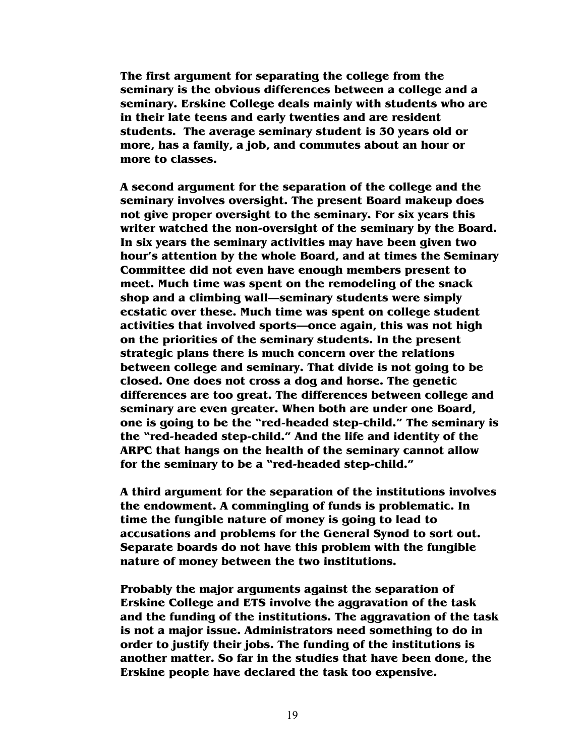**The first argument for separating the college from the seminary is the obvious differences between a college and a seminary. Erskine College deals mainly with students who are in their late teens and early twenties and are resident students. The average seminary student is 30 years old or more, has a family, a job, and commutes about an hour or more to classes.**

**A second argument for the separation of the college and the seminary involves oversight. The present Board makeup does not give proper oversight to the seminary. For six years this writer watched the non-oversight of the seminary by the Board. In six years the seminary activities may have been given two hour's attention by the whole Board, and at times the Seminary Committee did not even have enough members present to meet. Much time was spent on the remodeling of the snack shop and a climbing wall—seminary students were simply ecstatic over these. Much time was spent on college student activities that involved sports—once again, this was not high on the priorities of the seminary students. In the present strategic plans there is much concern over the relations between college and seminary. That divide is not going to be closed. One does not cross a dog and horse. The genetic differences are too great. The differences between college and seminary are even greater. When both are under one Board, one is going to be the "red-headed step-child." The seminary is the "red-headed step-child." And the life and identity of the ARPC that hangs on the health of the seminary cannot allow for the seminary to be a "red-headed step-child."**

**A third argument for the separation of the institutions involves the endowment. A commingling of funds is problematic. In time the fungible nature of money is going to lead to accusations and problems for the General Synod to sort out. Separate boards do not have this problem with the fungible nature of money between the two institutions.**

**Probably the major arguments against the separation of Erskine College and ETS involve the aggravation of the task and the funding of the institutions. The aggravation of the task is not a major issue. Administrators need something to do in order to justify their jobs. The funding of the institutions is another matter. So far in the studies that have been done, the Erskine people have declared the task too expensive.**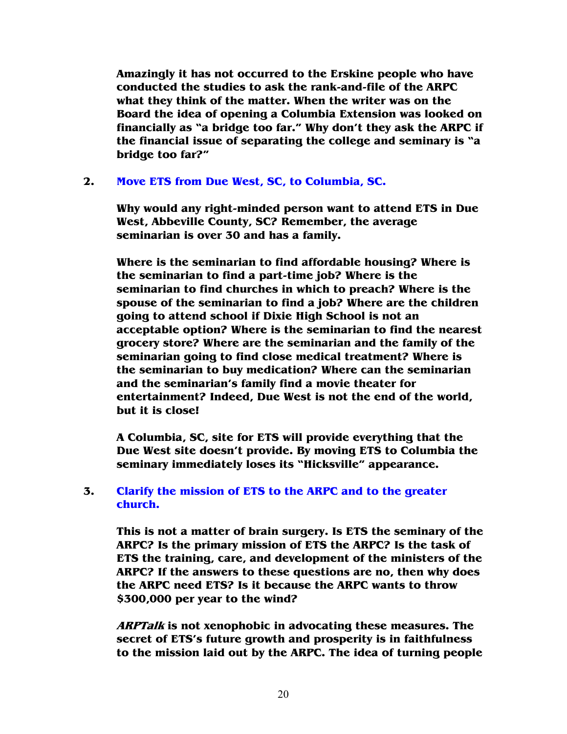**Amazingly it has not occurred to the Erskine people who have conducted the studies to ask the rank-and-file of the ARPC what they think of the matter. When the writer was on the Board the idea of opening a Columbia Extension was looked on financially as "a bridge too far." Why don't they ask the ARPC if the financial issue of separating the college and seminary is "a bridge too far?"**

2. **Move ETS from Due West, SC, to Columbia, SC.**

   **Why would any right-minded person want to attend ETS in Due West, Abbeville County, SC? Remember, the average seminarian is over 30 and has a family.**

   **Where is the seminarian to find affordable housing? Where is the seminarian to find a part-time job? Where is the seminarian to find churches in which to preach? Where is the spouse of the seminarian to find a job? Where are the children going to attend school if Dixie High School is not an acceptable option? Where is the seminarian to find the nearest grocery store? Where are the seminarian and the family of the seminarian going to find close medical treatment? Where is the seminarian to buy medication? Where can the seminarian and the seminarian's family find a movie theater for entertainment? Indeed, Due West is not the end of the world, but it is close!**

   **A Columbia, SC, site for ETS will provide everything that the Due West site doesn't provide. By moving ETS to Columbia the seminary immediately loses its "Hicksville" appearance.**

3. **Clarify the mission of ETS to the ARPC and to the greater church.**

   **This is not a matter of brain surgery. Is ETS the seminary of the ARPC? Is the primary mission of ETS the ARPC? Is the task of ETS the training, care, and development of the ministers of the ARPC? If the answers to these questions are no, then why does the ARPC need ETS? Is it because the ARPC wants to throw $300,000 per year to the wind?**

   ***ARPTalk* is not xenophobic in advocating these measures. The secret of ETS's future growth and prosperity is in faithfulness to the mission laid out by the ARPC. The idea of turning people**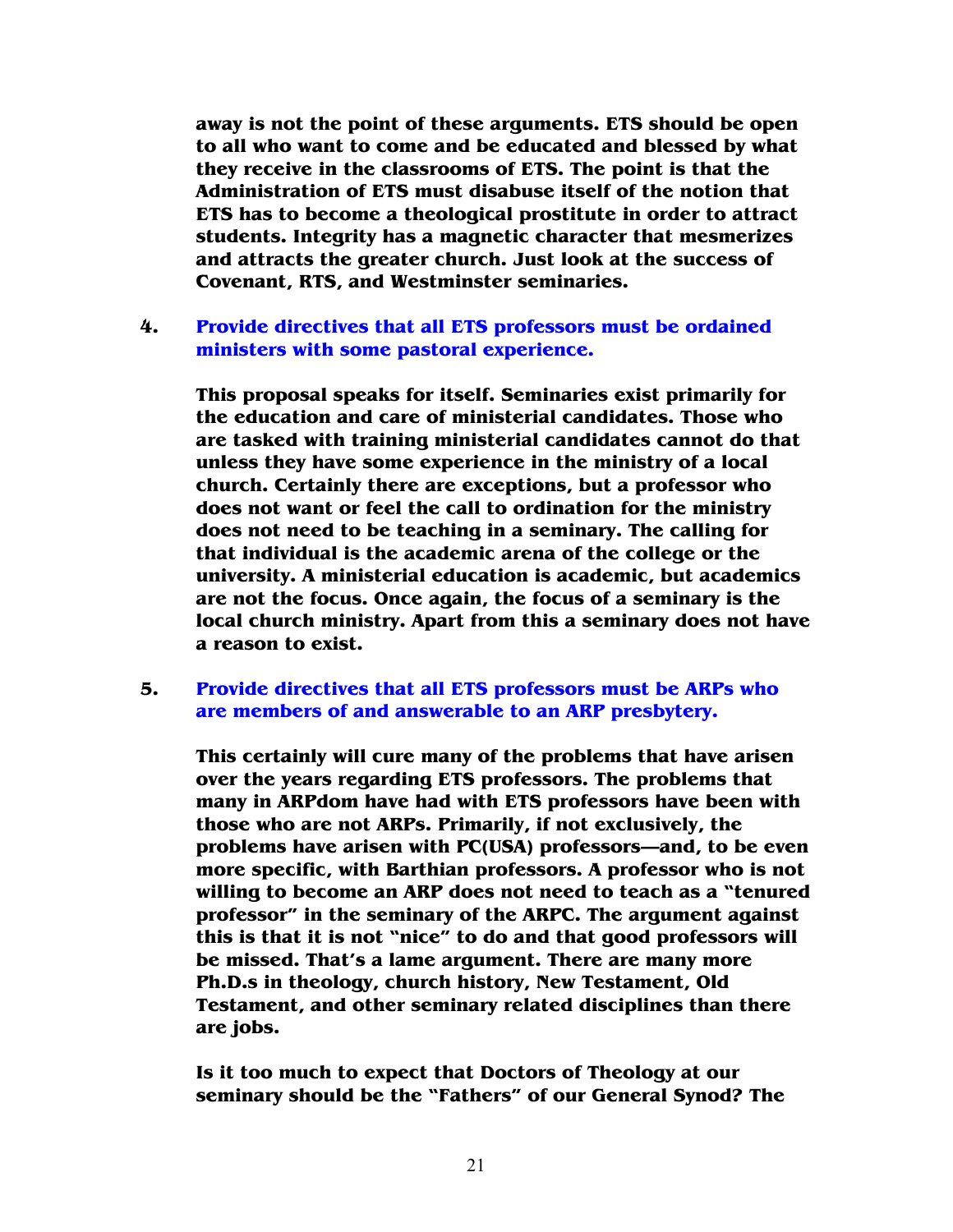**away is not the point of these arguments. ETS should be open to all who want to come and be educated and blessed by what they receive in the classrooms of ETS. The point is that the Administration of ETS must disabuse itself of the notion that ETS has to become a theological prostitute in order to attract students. Integrity has a magnetic character that mesmerizes and attracts the greater church. Just look at the success of Covenant, RTS, and Westminster seminaries.**

**4. Provide directives that all ETS professors must be ordained ministers with some pastoral experience.**

**This proposal speaks for itself. Seminaries exist primarily for the education and care of ministerial candidates. Those who are tasked with training ministerial candidates cannot do that unless they have some experience in the ministry of a local church. Certainly there are exceptions, but a professor who does not want or feel the call to ordination for the ministry does not need to be teaching in a seminary. The calling for that individual is the academic arena of the college or the university. A ministerial education is academic, but academics are not the focus. Once again, the focus of a seminary is the local church ministry. Apart from this a seminary does not have a reason to exist.**

**5. Provide directives that all ETS professors must be ARPs who are members of and answerable to an ARP presbytery.**

**This certainly will cure many of the problems that have arisen over the years regarding ETS professors. The problems that many in ARPdom have had with ETS professors have been with those who are not ARPs. Primarily, if not exclusively, the problems have arisen with PC(USA) professors—and, to be even more specific, with Barthian professors. A professor who is not willing to become an ARP does not need to teach as a "tenured professor" in the seminary of the ARPC. The argument against this is that it is not "nice" to do and that good professors will be missed. That's a lame argument. There are many more Ph.D.s in theology, church history, New Testament, Old Testament, and other seminary related disciplines than there are jobs.**

**Is it too much to expect that Doctors of Theology at our seminary should be the "Fathers" of our General Synod? The**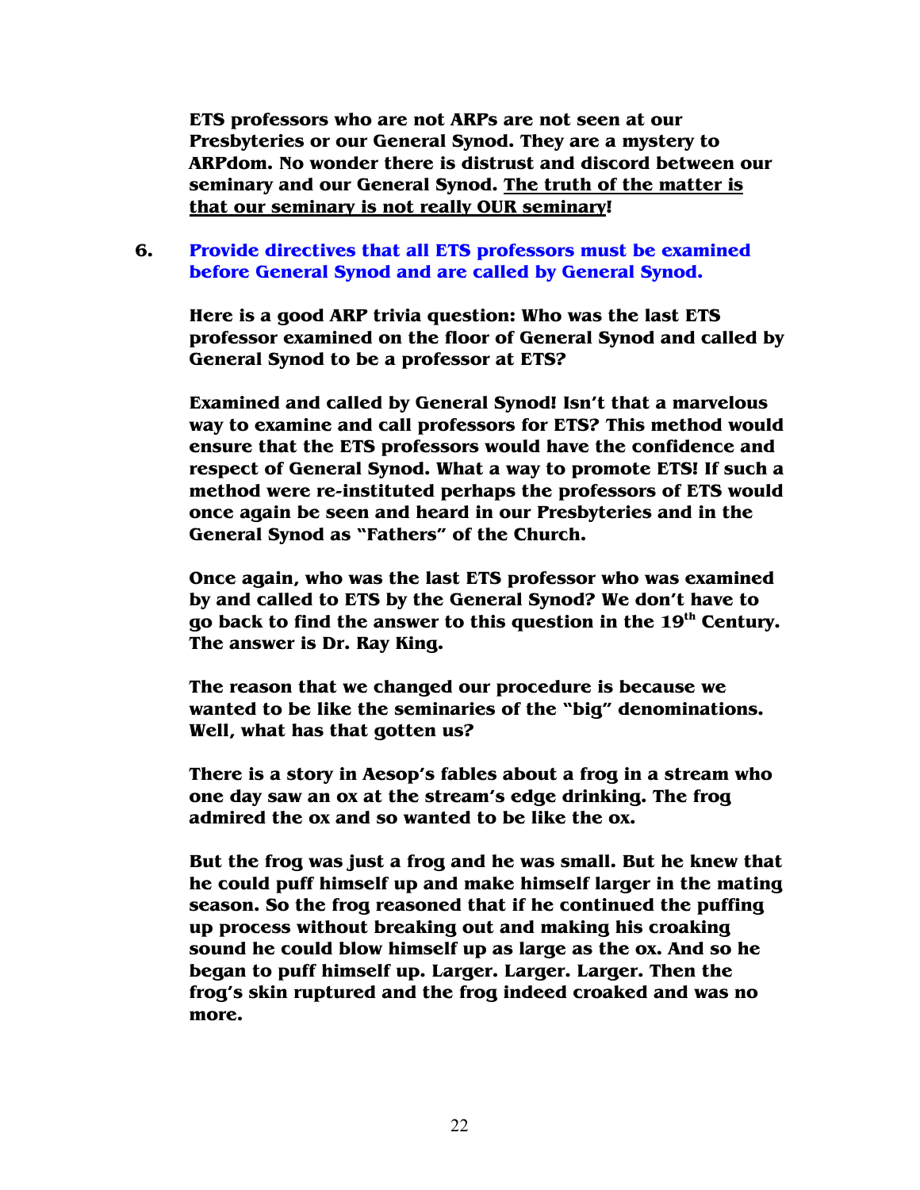**ETS professors who are not ARPs are not seen at our Presbyteries or our General Synod. They are a mystery to ARPdom. No wonder there is distrust and discord between our seminary and our General Synod. <u>The truth of the matter is that our seminary is not really OUR seminary</u>!**

6. **Provide directives that all ETS professors must be examined before General Synod and are called by General Synod.**

   **Here is a good ARP trivia question: Who was the last ETS professor examined on the floor of General Synod and called by General Synod to be a professor at ETS?**

   **Examined and called by General Synod! Isn't that a marvelous way to examine and call professors for ETS? This method would ensure that the ETS professors would have the confidence and respect of General Synod. What a way to promote ETS! If such a method were re-instituted perhaps the professors of ETS would once again be seen and heard in our Presbyteries and in the General Synod as "Fathers" of the Church.**

   **Once again, who was the last ETS professor who was examined by and called to ETS by the General Synod? We don't have to go back to find the answer to this question in the 19th Century. The answer is Dr. Ray King.**

   **The reason that we changed our procedure is because we wanted to be like the seminaries of the "big" denominations. Well, what has that gotten us?**

   **There is a story in Aesop's fables about a frog in a stream who one day saw an ox at the stream's edge drinking. The frog admired the ox and so wanted to be like the ox.**

   **But the frog was just a frog and he was small. But he knew that he could puff himself up and make himself larger in the mating season. So the frog reasoned that if he continued the puffing up process without breaking out and making his croaking sound he could blow himself up as large as the ox. And so he began to puff himself up. Larger. Larger. Larger. Then the frog's skin ruptured and the frog indeed croaked and was no more.**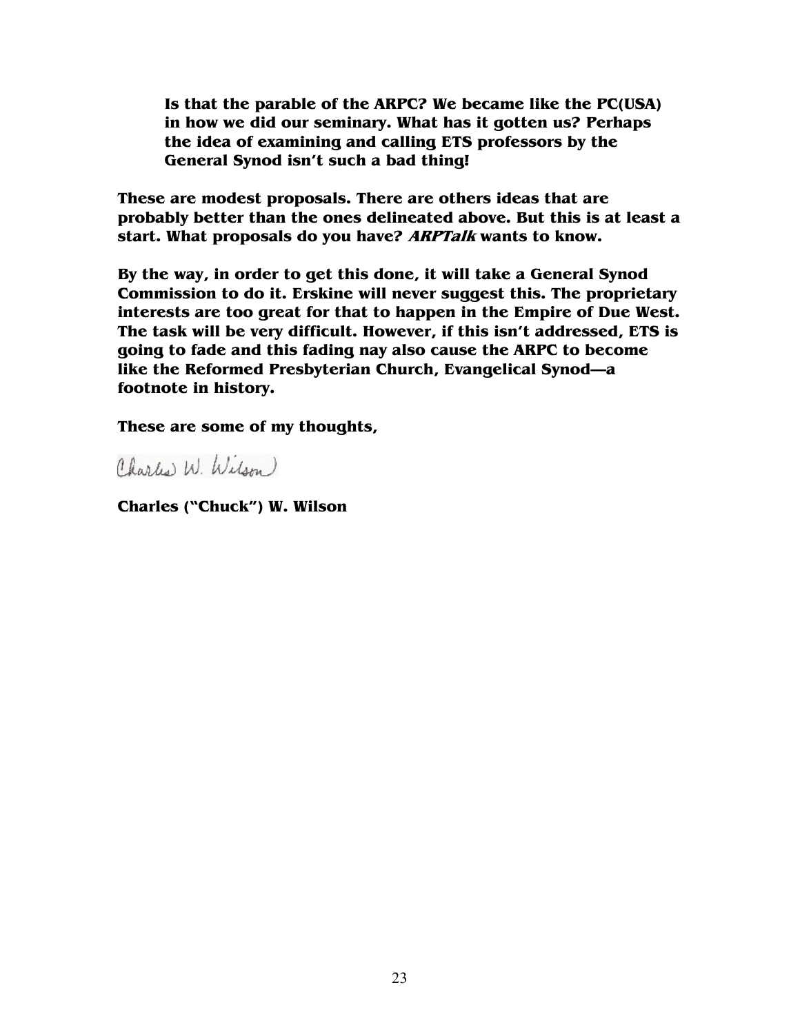> **Is that the parable of the ARPC? We became like the PC(USA) in how we did our seminary. What has it gotten us? Perhaps the idea of examining and calling ETS professors by the General Synod isn't such a bad thing!**

**These are modest proposals. There are others ideas that are probably better than the ones delineated above. But this is at least a start. What proposals do you have? *ARPTalk* wants to know.**

**By the way, in order to get this done, it will take a General Synod Commission to do it. Erskine will never suggest this. The proprietary interests are too great for that to happen in the Empire of Due West. The task will be very difficult. However, if this isn't addressed, ETS is going to fade and this fading nay also cause the ARPC to become like the Reformed Presbyterian Church, Evangelical Synod—a footnote in history.**

**These are some of my thoughts,**

Charles W. Wilson

**Charles ("Chuck") W. Wilson**